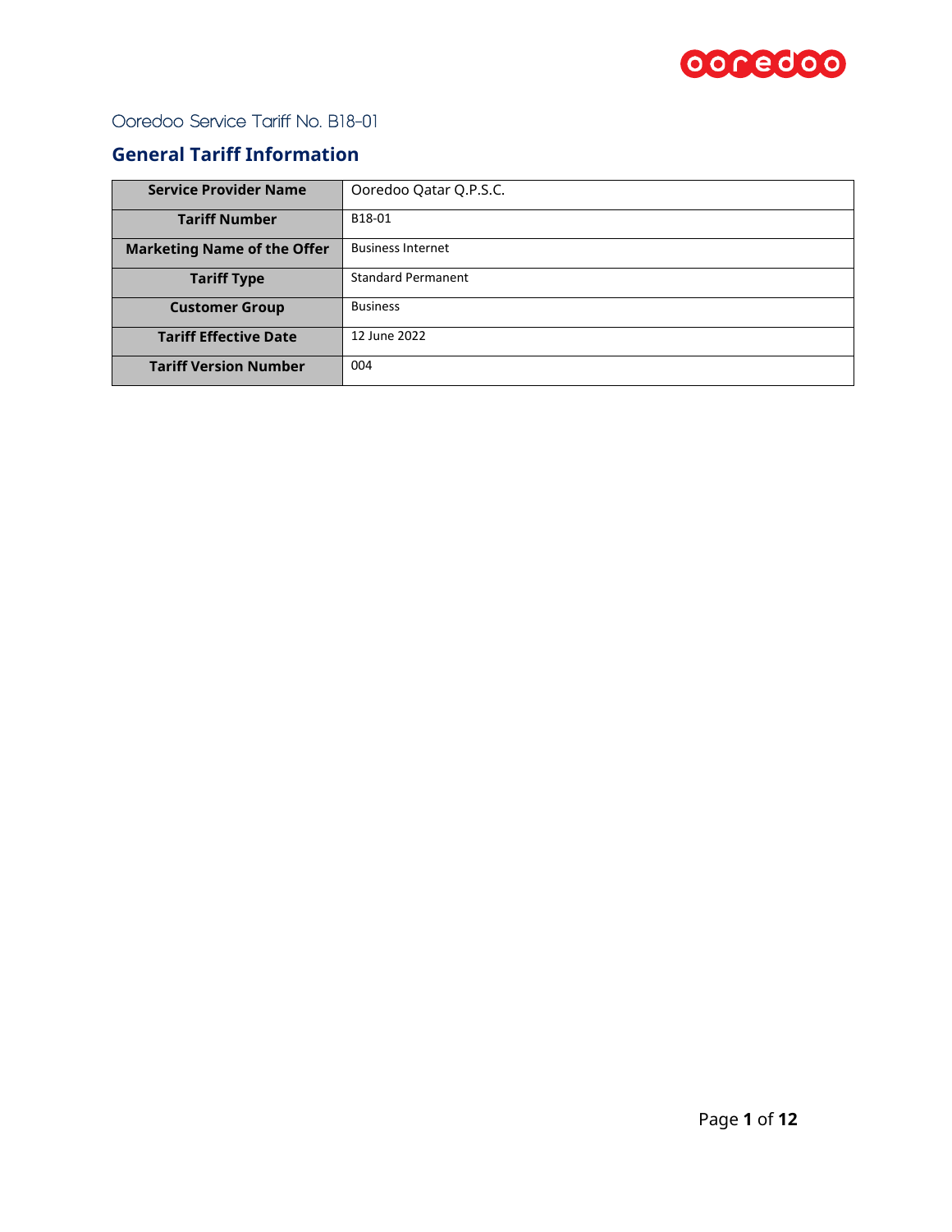Ooredoo Service Tariff No. B18-01

## General Tariff Information

| Service Provider Name | Ooredoo Qatar Q.P.S.C. |
|---|---|
| Tariff Number | B18-01 |
| Marketing Name of the Offer | Business Internet |
| Tariff Type | Standard Permanent |
| Customer Group | Business |
| Tariff Effective Date | 12 June 2022 |
| Tariff Version Number | 004 |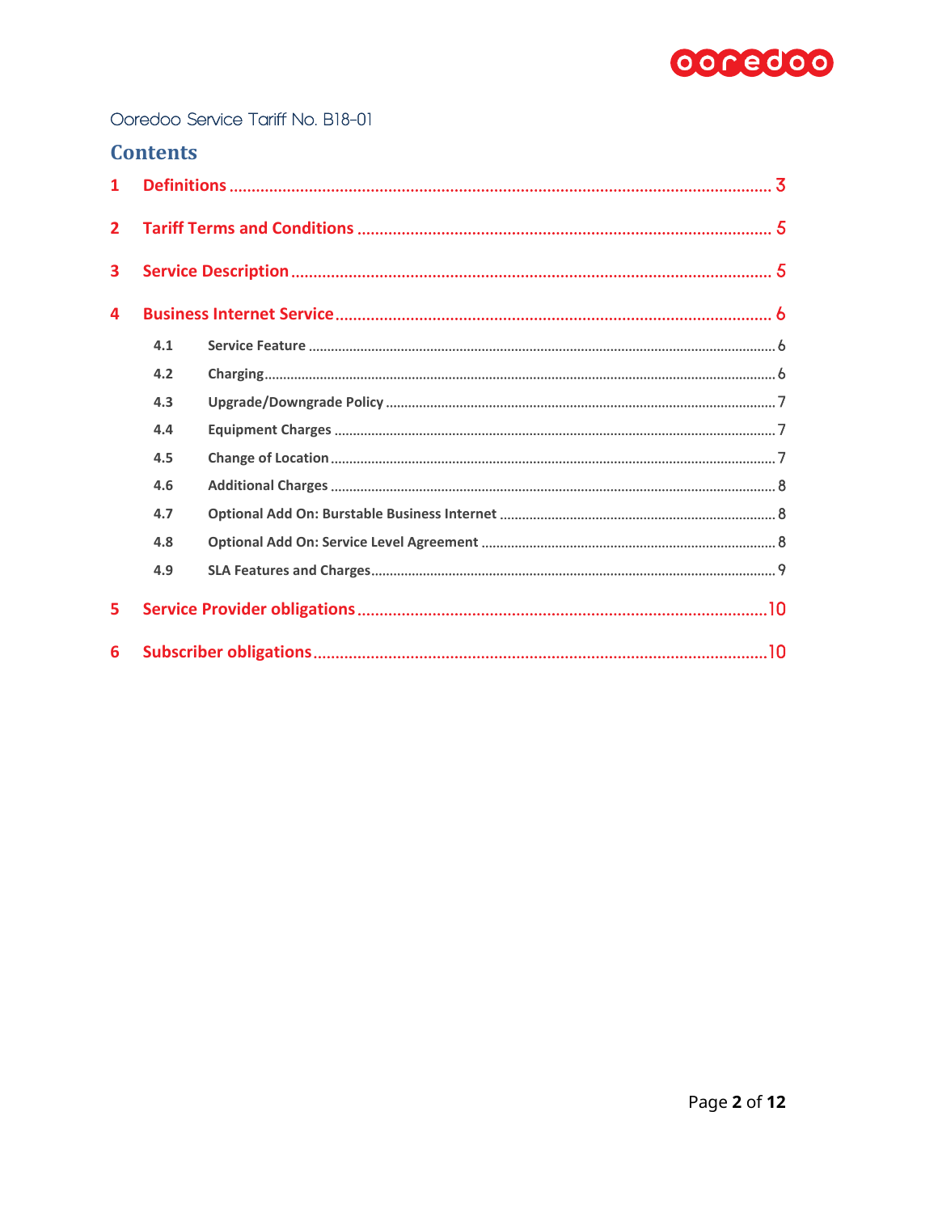Ooredoo Service Tariff No. B18-01

## Contents

1 Definitions ........................................ 3

2 Tariff Terms and Conditions ........................................ 5

3 Service Description ........................................ 5

4 Business Internet Service ........................................ 6

- 4.1 Service Feature ........................................ 6
- 4.2 Charging ........................................ 6
- 4.3 Upgrade/Downgrade Policy ........................................ 7
- 4.4 Equipment Charges ........................................ 7
- 4.5 Change of Location ........................................ 7
- 4.6 Additional Charges ........................................ 8
- 4.7 Optional Add On: Burstable Business Internet ........................................ 8
- 4.8 Optional Add On: Service Level Agreement ........................................ 8
- 4.9 SLA Features and Charges ........................................ 9

5 Service Provider obligations ........................................ 10

6 Subscriber obligations ........................................ 10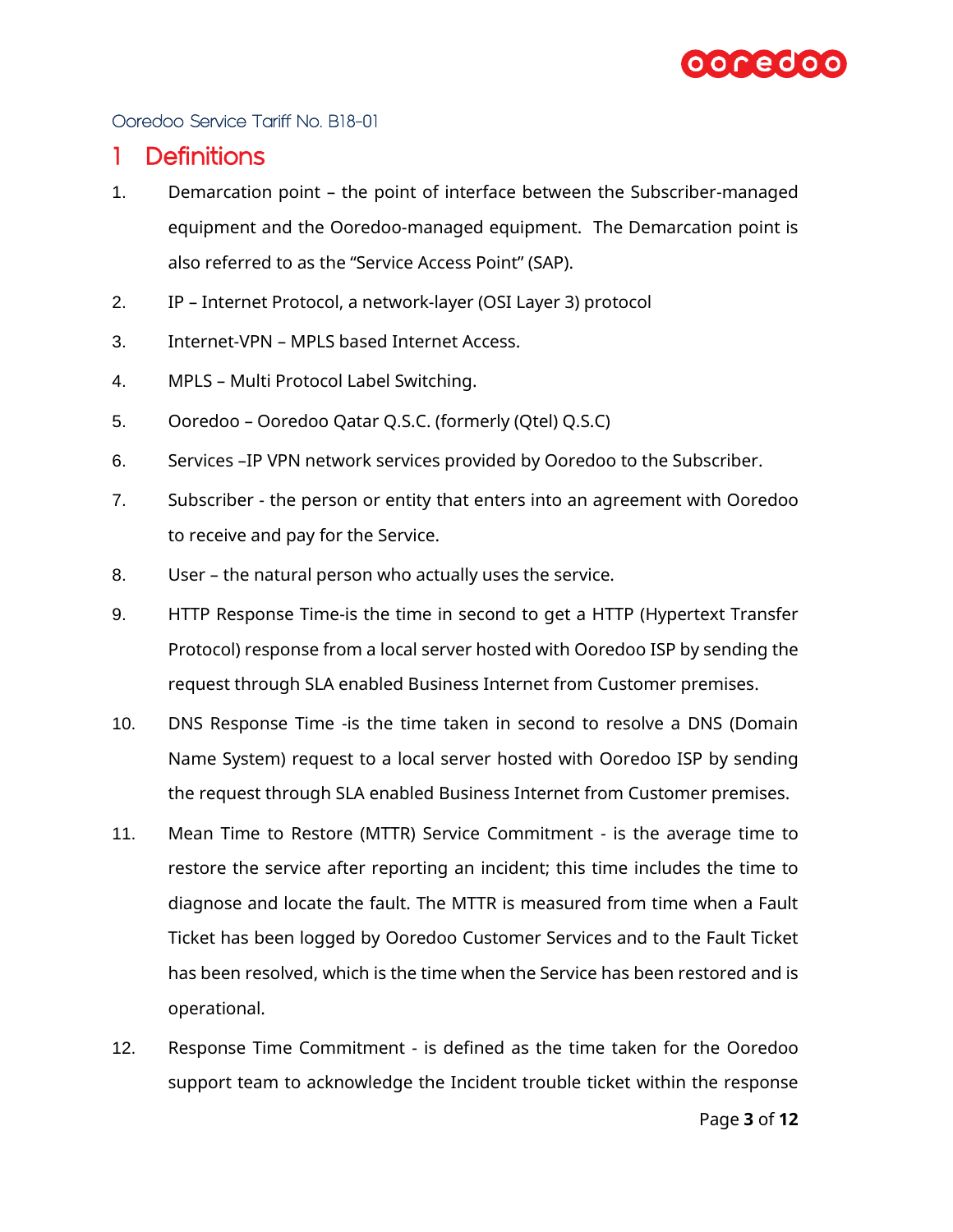Ooredoo Service Tariff No. B18-01

# 1 Definitions

1. Demarcation point – the point of interface between the Subscriber-managed equipment and the Ooredoo-managed equipment. The Demarcation point is also referred to as the "Service Access Point" (SAP).
2. IP – Internet Protocol, a network-layer (OSI Layer 3) protocol
3. Internet-VPN – MPLS based Internet Access.
4. MPLS – Multi Protocol Label Switching.
5. Ooredoo – Ooredoo Qatar Q.S.C. (formerly (Qtel) Q.S.C)
6. Services –IP VPN network services provided by Ooredoo to the Subscriber.
7. Subscriber - the person or entity that enters into an agreement with Ooredoo to receive and pay for the Service.
8. User – the natural person who actually uses the service.
9. HTTP Response Time-is the time in second to get a HTTP (Hypertext Transfer Protocol) response from a local server hosted with Ooredoo ISP by sending the request through SLA enabled Business Internet from Customer premises.
10. DNS Response Time -is the time taken in second to resolve a DNS (Domain Name System) request to a local server hosted with Ooredoo ISP by sending the request through SLA enabled Business Internet from Customer premises.
11. Mean Time to Restore (MTTR) Service Commitment - is the average time to restore the service after reporting an incident; this time includes the time to diagnose and locate the fault. The MTTR is measured from time when a Fault Ticket has been logged by Ooredoo Customer Services and to the Fault Ticket has been resolved, which is the time when the Service has been restored and is operational.
12. Response Time Commitment - is defined as the time taken for the Ooredoo support team to acknowledge the Incident trouble ticket within the response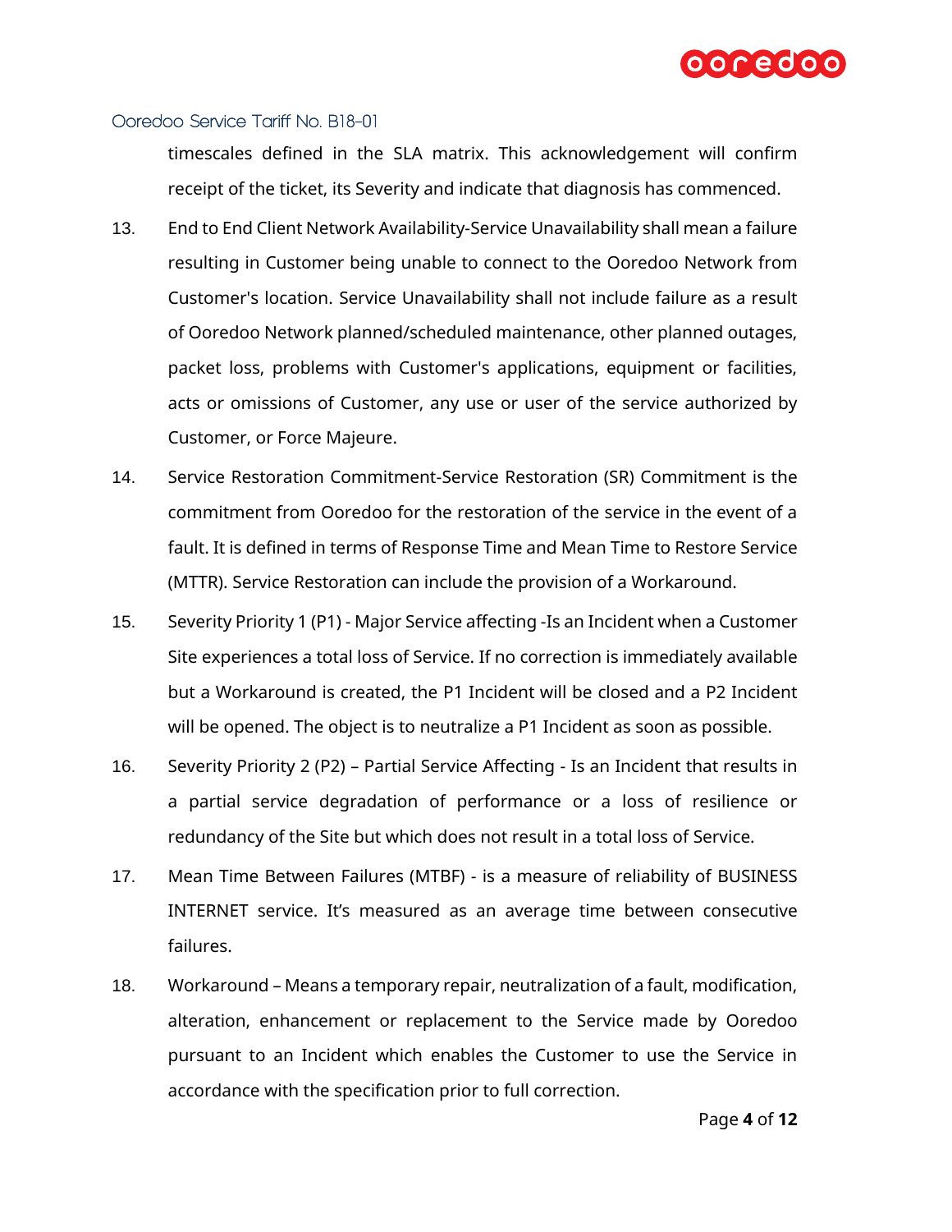timescales defined in the SLA matrix. This acknowledgement will confirm receipt of the ticket, its Severity and indicate that diagnosis has commenced.

13. End to End Client Network Availability-Service Unavailability shall mean a failure resulting in Customer being unable to connect to the Ooredoo Network from Customer's location. Service Unavailability shall not include failure as a result of Ooredoo Network planned/scheduled maintenance, other planned outages, packet loss, problems with Customer's applications, equipment or facilities, acts or omissions of Customer, any use or user of the service authorized by Customer, or Force Majeure.

14. Service Restoration Commitment-Service Restoration (SR) Commitment is the commitment from Ooredoo for the restoration of the service in the event of a fault. It is defined in terms of Response Time and Mean Time to Restore Service (MTTR). Service Restoration can include the provision of a Workaround.

15. Severity Priority 1 (P1) - Major Service affecting -Is an Incident when a Customer Site experiences a total loss of Service. If no correction is immediately available but a Workaround is created, the P1 Incident will be closed and a P2 Incident will be opened. The object is to neutralize a P1 Incident as soon as possible.

16. Severity Priority 2 (P2) – Partial Service Affecting - Is an Incident that results in a partial service degradation of performance or a loss of resilience or redundancy of the Site but which does not result in a total loss of Service.

17. Mean Time Between Failures (MTBF) - is a measure of reliability of BUSINESS INTERNET service. It's measured as an average time between consecutive failures.

18. Workaround – Means a temporary repair, neutralization of a fault, modification, alteration, enhancement or replacement to the Service made by Ooredoo pursuant to an Incident which enables the Customer to use the Service in accordance with the specification prior to full correction.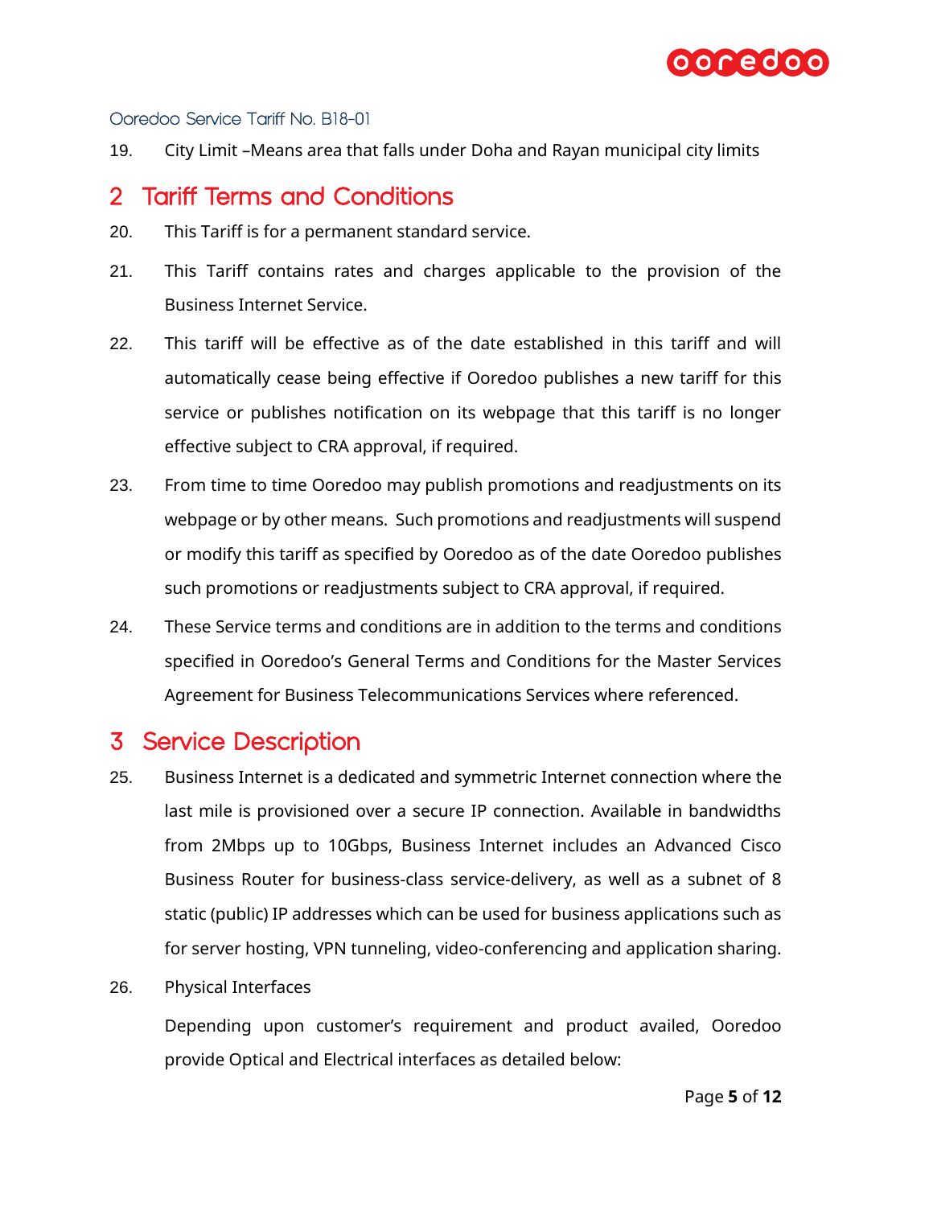19. City Limit –Means area that falls under Doha and Rayan municipal city limits

## 2 Tariff Terms and Conditions

20. This Tariff is for a permanent standard service.

21. This Tariff contains rates and charges applicable to the provision of the Business Internet Service.

22. This tariff will be effective as of the date established in this tariff and will automatically cease being effective if Ooredoo publishes a new tariff for this service or publishes notification on its webpage that this tariff is no longer effective subject to CRA approval, if required.

23. From time to time Ooredoo may publish promotions and readjustments on its webpage or by other means. Such promotions and readjustments will suspend or modify this tariff as specified by Ooredoo as of the date Ooredoo publishes such promotions or readjustments subject to CRA approval, if required.

24. These Service terms and conditions are in addition to the terms and conditions specified in Ooredoo's General Terms and Conditions for the Master Services Agreement for Business Telecommunications Services where referenced.

## 3 Service Description

25. Business Internet is a dedicated and symmetric Internet connection where the last mile is provisioned over a secure IP connection. Available in bandwidths from 2Mbps up to 10Gbps, Business Internet includes an Advanced Cisco Business Router for business-class service-delivery, as well as a subnet of 8 static (public) IP addresses which can be used for business applications such as for server hosting, VPN tunneling, video-conferencing and application sharing.

26. Physical Interfaces

    Depending upon customer's requirement and product availed, Ooredoo provide Optical and Electrical interfaces as detailed below: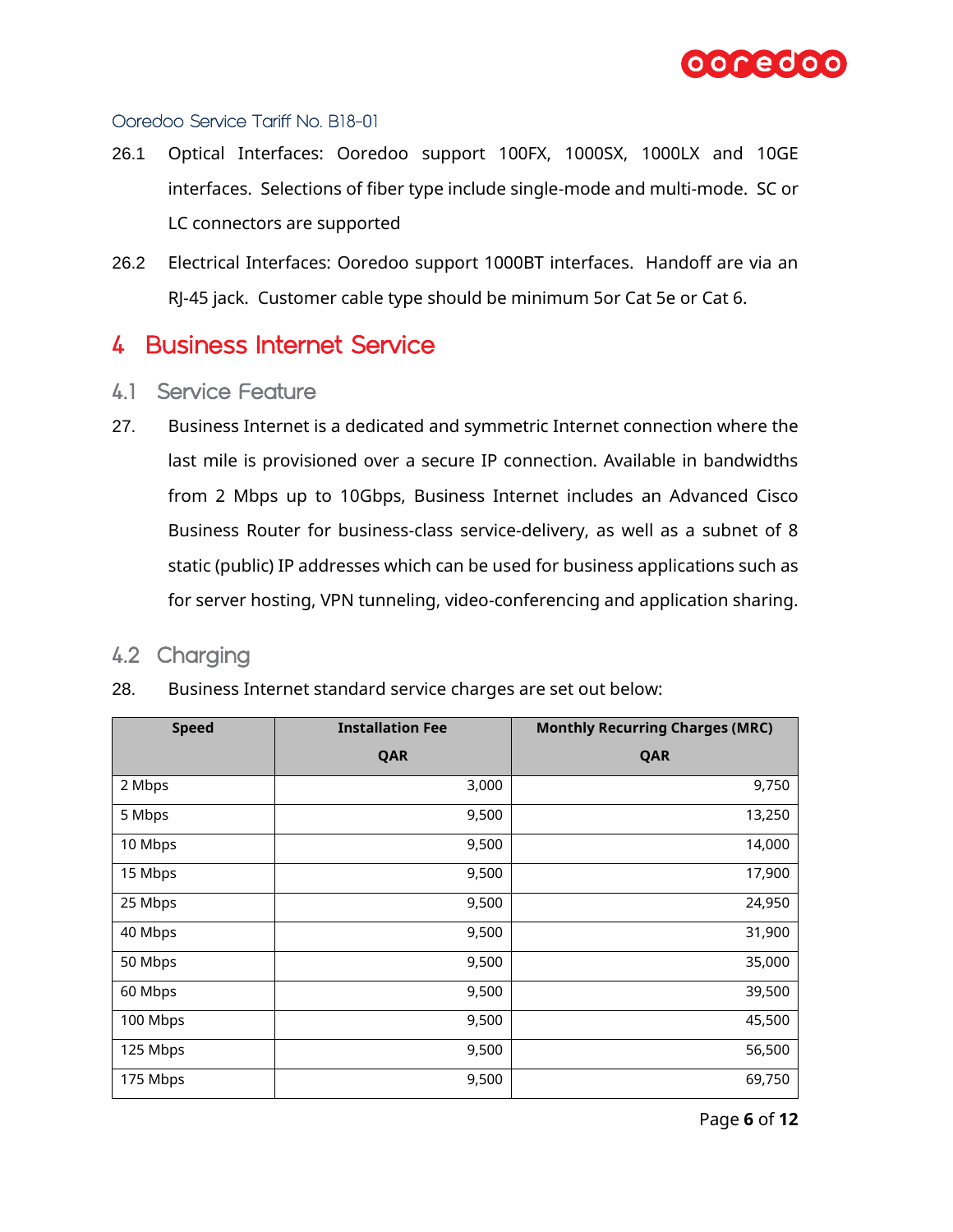26.1 Optical Interfaces: Ooredoo support 100FX, 1000SX, 1000LX and 10GE interfaces. Selections of fiber type include single-mode and multi-mode. SC or LC connectors are supported

26.2 Electrical Interfaces: Ooredoo support 1000BT interfaces. Handoff are via an RJ-45 jack. Customer cable type should be minimum 5or Cat 5e or Cat 6.

# 4 Business Internet Service

## 4.1 Service Feature

27. Business Internet is a dedicated and symmetric Internet connection where the last mile is provisioned over a secure IP connection. Available in bandwidths from 2 Mbps up to 10Gbps, Business Internet includes an Advanced Cisco Business Router for business-class service-delivery, as well as a subnet of 8 static (public) IP addresses which can be used for business applications such as for server hosting, VPN tunneling, video-conferencing and application sharing.

## 4.2 Charging

28. Business Internet standard service charges are set out below:

| Speed | Installation Fee QAR | Monthly Recurring Charges (MRC) QAR |
|---|---:|---:|
| 2 Mbps | 3,000 | 9,750 |
| 5 Mbps | 9,500 | 13,250 |
| 10 Mbps | 9,500 | 14,000 |
| 15 Mbps | 9,500 | 17,900 |
| 25 Mbps | 9,500 | 24,950 |
| 40 Mbps | 9,500 | 31,900 |
| 50 Mbps | 9,500 | 35,000 |
| 60 Mbps | 9,500 | 39,500 |
| 100 Mbps | 9,500 | 45,500 |
| 125 Mbps | 9,500 | 56,500 |
| 175 Mbps | 9,500 | 69,750 |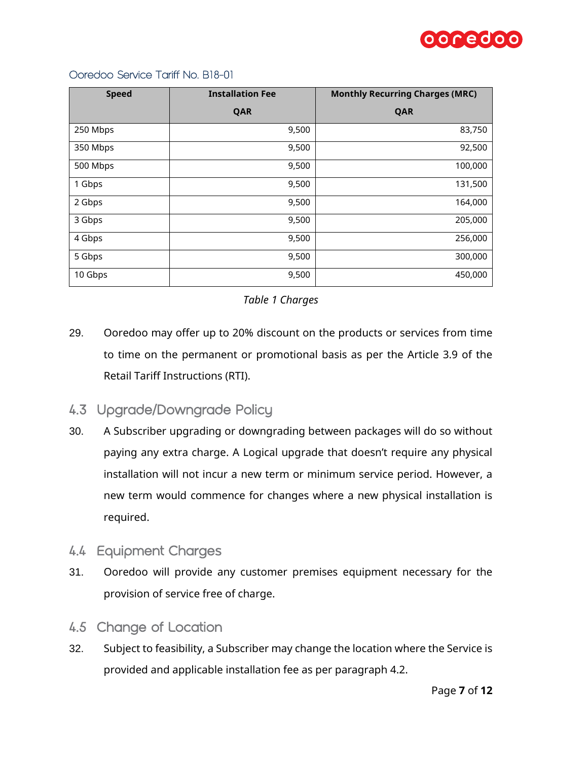Ooredoo Service Tariff No. B18-01

| Speed | Installation Fee QAR | Monthly Recurring Charges (MRC) QAR |
|---|---|---|
| 250 Mbps | 9,500 | 83,750 |
| 350 Mbps | 9,500 | 92,500 |
| 500 Mbps | 9,500 | 100,000 |
| 1 Gbps | 9,500 | 131,500 |
| 2 Gbps | 9,500 | 164,000 |
| 3 Gbps | 9,500 | 205,000 |
| 4 Gbps | 9,500 | 256,000 |
| 5 Gbps | 9,500 | 300,000 |
| 10 Gbps | 9,500 | 450,000 |

*Table 1 Charges*

29. Ooredoo may offer up to 20% discount on the products or services from time to time on the permanent or promotional basis as per the Article 3.9 of the Retail Tariff Instructions (RTI).

## 4.3 Upgrade/Downgrade Policy

30. A Subscriber upgrading or downgrading between packages will do so without paying any extra charge. A Logical upgrade that doesn't require any physical installation will not incur a new term or minimum service period. However, a new term would commence for changes where a new physical installation is required.

## 4.4 Equipment Charges

31. Ooredoo will provide any customer premises equipment necessary for the provision of service free of charge.

## 4.5 Change of Location

32. Subject to feasibility, a Subscriber may change the location where the Service is provided and applicable installation fee as per paragraph 4.2.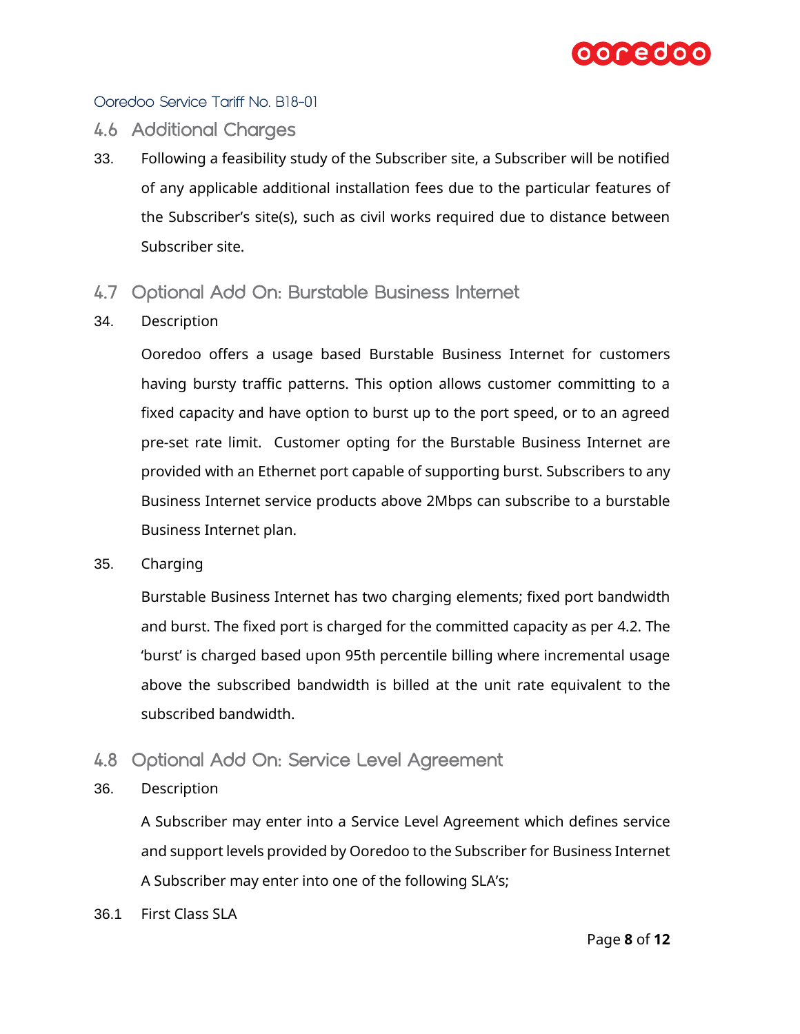## 4.6 Additional Charges

33. Following a feasibility study of the Subscriber site, a Subscriber will be notified of any applicable additional installation fees due to the particular features of the Subscriber's site(s), such as civil works required due to distance between Subscriber site.

## 4.7 Optional Add On: Burstable Business Internet

34. Description

Ooredoo offers a usage based Burstable Business Internet for customers having bursty traffic patterns. This option allows customer committing to a fixed capacity and have option to burst up to the port speed, or to an agreed pre-set rate limit. Customer opting for the Burstable Business Internet are provided with an Ethernet port capable of supporting burst. Subscribers to any Business Internet service products above 2Mbps can subscribe to a burstable Business Internet plan.

35. Charging

Burstable Business Internet has two charging elements; fixed port bandwidth and burst. The fixed port is charged for the committed capacity as per 4.2. The 'burst' is charged based upon 95th percentile billing where incremental usage above the subscribed bandwidth is billed at the unit rate equivalent to the subscribed bandwidth.

## 4.8 Optional Add On: Service Level Agreement

36. Description

A Subscriber may enter into a Service Level Agreement which defines service and support levels provided by Ooredoo to the Subscriber for Business Internet A Subscriber may enter into one of the following SLA's;

36.1 First Class SLA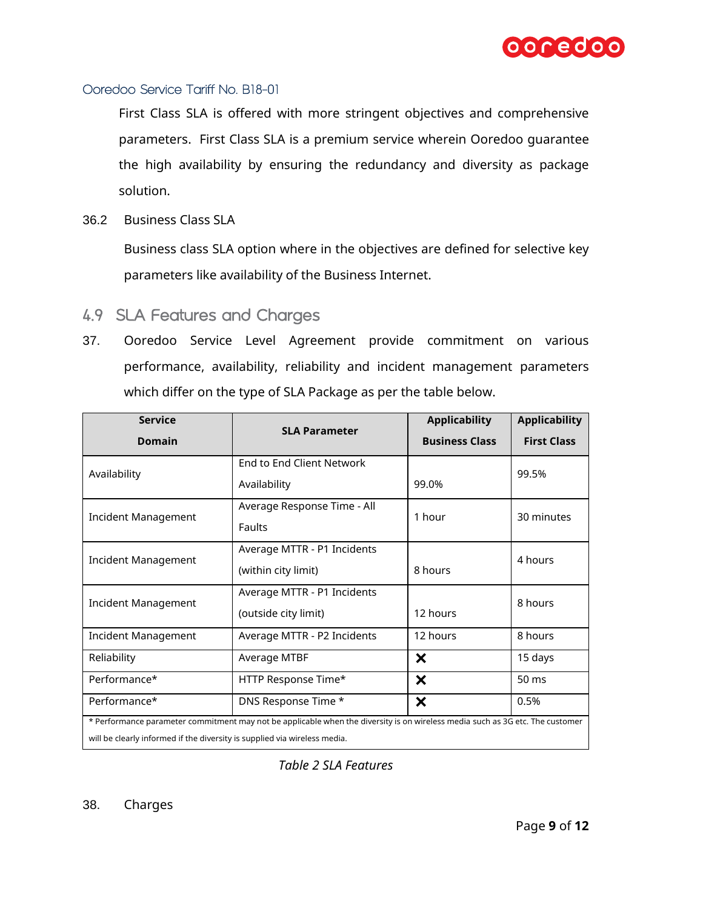First Class SLA is offered with more stringent objectives and comprehensive parameters. First Class SLA is a premium service wherein Ooredoo guarantee the high availability by ensuring the redundancy and diversity as package solution.

36.2 Business Class SLA

Business class SLA option where in the objectives are defined for selective key parameters like availability of the Business Internet.

## 4.9 SLA Features and Charges

37. Ooredoo Service Level Agreement provide commitment on various performance, availability, reliability and incident management parameters which differ on the type of SLA Package as per the table below.

| Service Domain | SLA Parameter | Applicability Business Class | Applicability First Class |
|---|---|---|---|
| Availability | End to End Client Network Availability | 99.0% | 99.5% |
| Incident Management | Average Response Time - All Faults | 1 hour | 30 minutes |
| Incident Management | Average MTTR - P1 Incidents (within city limit) | 8 hours | 4 hours |
| Incident Management | Average MTTR - P1 Incidents (outside city limit) | 12 hours | 8 hours |
| Incident Management | Average MTTR - P2 Incidents | 12 hours | 8 hours |
| Reliability | Average MTBF | ✕ | 15 days |
| Performance* | HTTP Response Time* | ✕ | 50 ms |
| Performance* | DNS Response Time * | ✕ | 0.5% |

* Performance parameter commitment may not be applicable when the diversity is on wireless media such as 3G etc. The customer will be clearly informed if the diversity is supplied via wireless media.

*Table 2 SLA Features*

38. Charges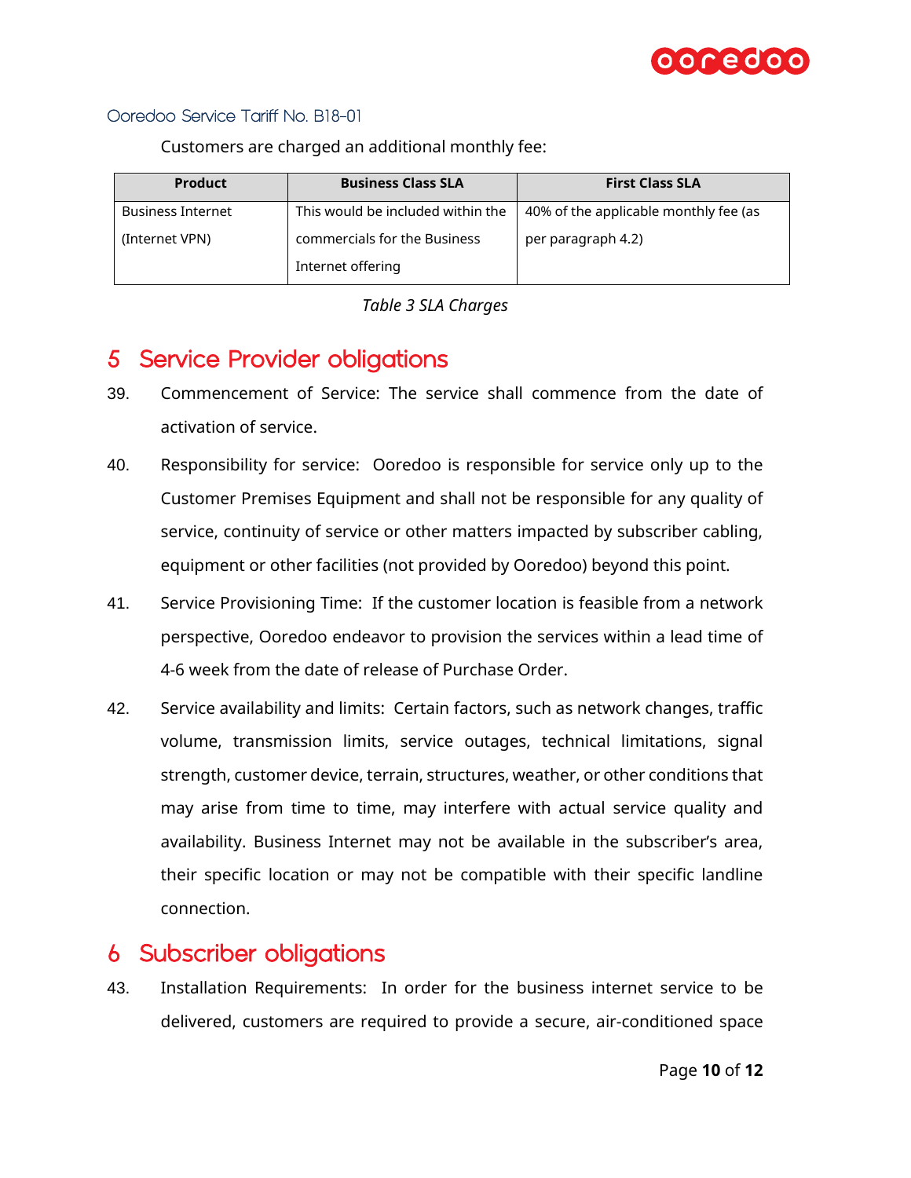Customers are charged an additional monthly fee:

| Product | Business Class SLA | First Class SLA |
| --- | --- | --- |
| Business Internet (Internet VPN) | This would be included within the commercials for the Business Internet offering | 40% of the applicable monthly fee (as per paragraph 4.2) |

*Table 3 SLA Charges*

# 5 Service Provider obligations

39. Commencement of Service: The service shall commence from the date of activation of service.

40. Responsibility for service: Ooredoo is responsible for service only up to the Customer Premises Equipment and shall not be responsible for any quality of service, continuity of service or other matters impacted by subscriber cabling, equipment or other facilities (not provided by Ooredoo) beyond this point.

41. Service Provisioning Time: If the customer location is feasible from a network perspective, Ooredoo endeavor to provision the services within a lead time of 4-6 week from the date of release of Purchase Order.

42. Service availability and limits: Certain factors, such as network changes, traffic volume, transmission limits, service outages, technical limitations, signal strength, customer device, terrain, structures, weather, or other conditions that may arise from time to time, may interfere with actual service quality and availability. Business Internet may not be available in the subscriber's area, their specific location or may not be compatible with their specific landline connection.

# 6 Subscriber obligations

43. Installation Requirements: In order for the business internet service to be delivered, customers are required to provide a secure, air-conditioned space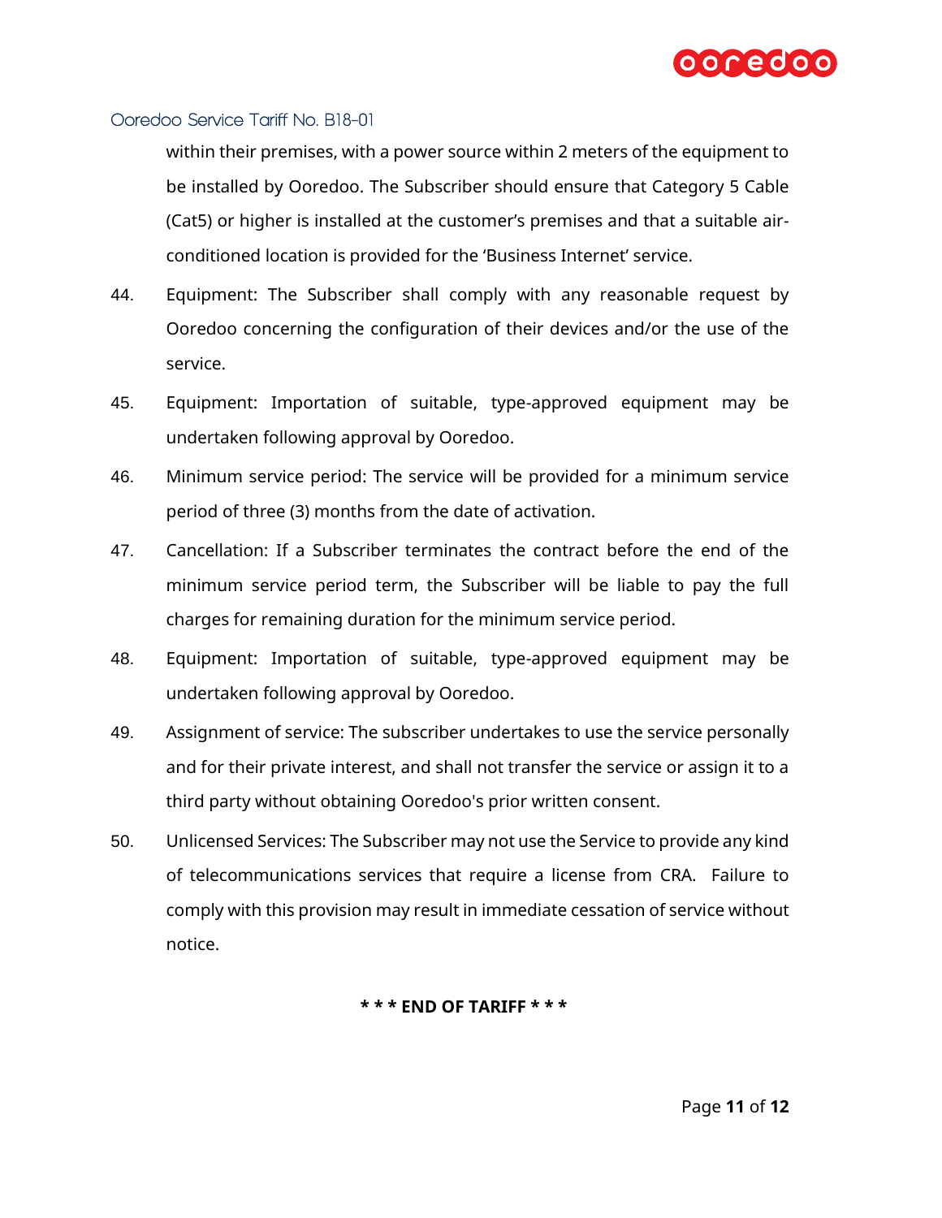within their premises, with a power source within 2 meters of the equipment to be installed by Ooredoo. The Subscriber should ensure that Category 5 Cable (Cat5) or higher is installed at the customer's premises and that a suitable air-conditioned location is provided for the 'Business Internet' service.

44. Equipment: The Subscriber shall comply with any reasonable request by Ooredoo concerning the configuration of their devices and/or the use of the service.

45. Equipment: Importation of suitable, type-approved equipment may be undertaken following approval by Ooredoo.

46. Minimum service period: The service will be provided for a minimum service period of three (3) months from the date of activation.

47. Cancellation: If a Subscriber terminates the contract before the end of the minimum service period term, the Subscriber will be liable to pay the full charges for remaining duration for the minimum service period.

48. Equipment: Importation of suitable, type-approved equipment may be undertaken following approval by Ooredoo.

49. Assignment of service: The subscriber undertakes to use the service personally and for their private interest, and shall not transfer the service or assign it to a third party without obtaining Ooredoo's prior written consent.

50. Unlicensed Services: The Subscriber may not use the Service to provide any kind of telecommunications services that require a license from CRA. Failure to comply with this provision may result in immediate cessation of service without notice.

**\* \* \* END OF TARIFF \* \* \***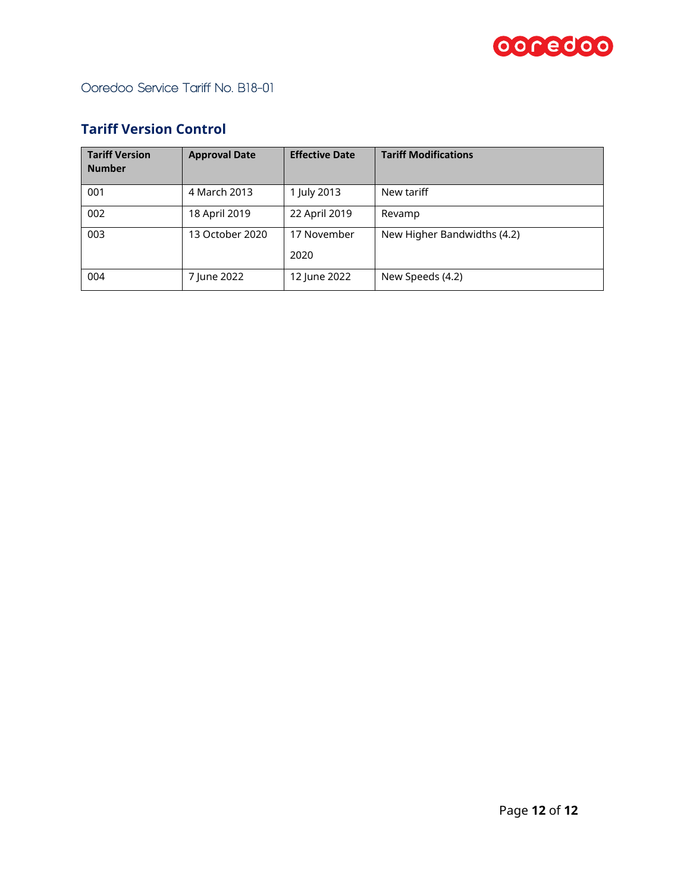Ooredoo Service Tariff No. B18-01

## Tariff Version Control

| Tariff Version Number | Approval Date | Effective Date | Tariff Modifications |
|---|---|---|---|
| 001 | 4 March 2013 | 1 July 2013 | New tariff |
| 002 | 18 April 2019 | 22 April 2019 | Revamp |
| 003 | 13 October 2020 | 17 November 2020 | New Higher Bandwidths (4.2) |
| 004 | 7 June 2022 | 12 June 2022 | New Speeds (4.2) |